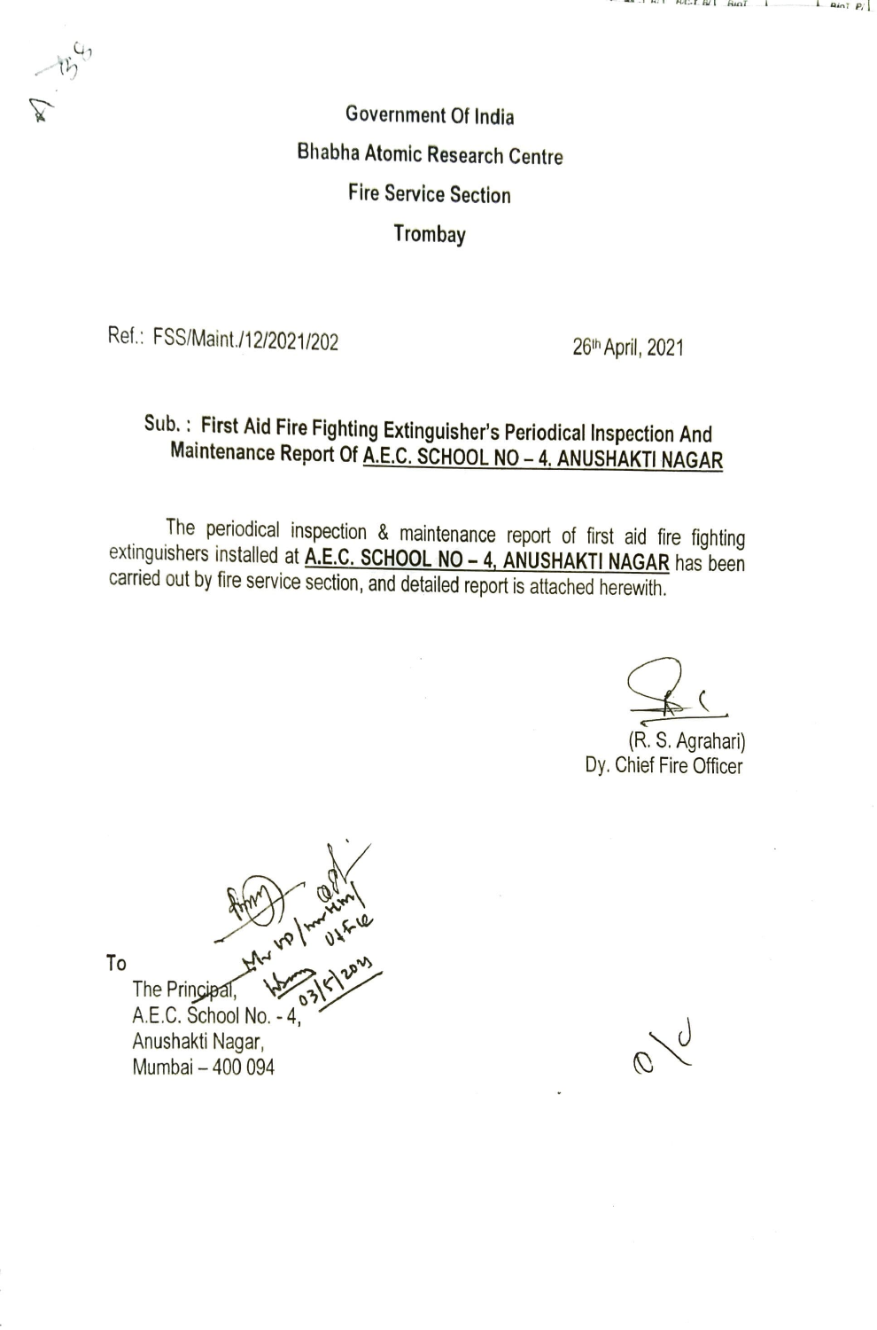Government Of India

Bhabha Atomic Research Centre

Fire Service Section

Trombay

Ref.: FSS/Maint./12/2021/202

26th April, 2021

**Sub. : First Aid Fire Fighting Extinguisher's Periodical Inspection And Maintenance Report Of <u>A.E.C. SCHOOL NO – 4, ANUSHAKTI NAGAR</u>**

The periodical inspection & maintenance report of first aid fire fighting extinguishers installed at **<u>A.E.C. SCHOOL NO – 4, ANUSHAKTI NAGAR</u>** has been carried out by fire service section, and detailed report is attached herewith.

(R. S. Agrahari)
Dy. Chief Fire Officer

To

The Principal,
A.E.C. School No. - 4,
Anushakti Nagar,
Mumbai – 400 094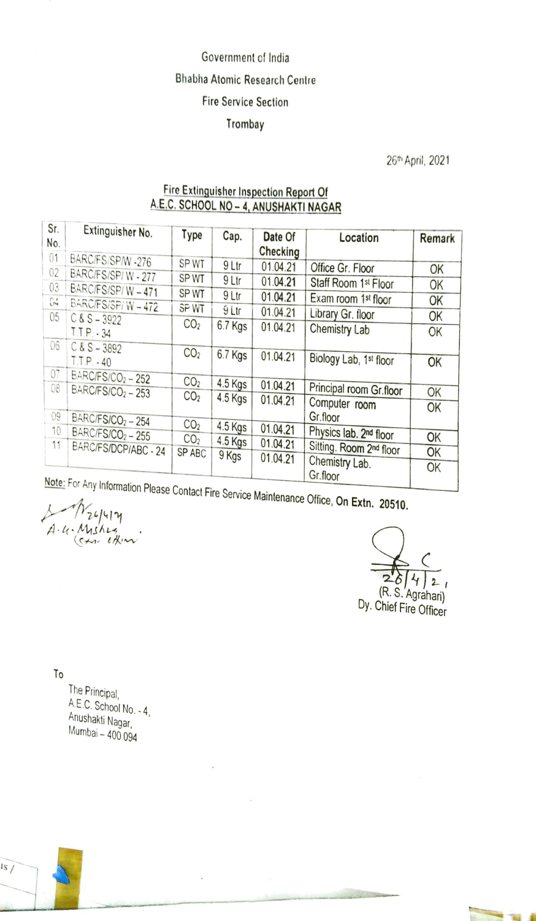Government of India

Bhabha Atomic Research Centre

Fire Service Section

Trombay

26th April, 2021

## Fire Extinguisher Inspection Report Of A.E.C. SCHOOL NO – 4, ANUSHAKTI NAGAR

| Sr. No. | Extinguisher No. | Type | Cap. | Date Of Checking | Location | Remark |
|---|---|---|---|---|---|---|
| 01 | BARC/FS/SP/W -276 | SP WT | 9 Ltr | 01.04.21 | Office Gr. Floor | OK |
| 02 | BARC/FS/SP/ W - 277 | SP WT | 9 Ltr | 01.04.21 | Staff Room 1st Floor | OK |
| 03 | BARC/FS/SP/ W – 471 | SP WT | 9 Ltr | 01.04.21 | Exam room 1st floor | OK |
| 04 | BARC/FS/SP/ W – 472 | SP WT | 9 Ltr | 01.04.21 | Library Gr. floor | OK |
| 05 | C & S – 3922 T.T.P. - 34 | $CO_2$ | 6.7 Kgs | 01.04.21 | Chemistry Lab | OK |
| 06 | C & S – 3892 T.T.P. - 40 | $CO_2$ | 6.7 Kgs | 01.04.21 | Biology Lab, 1st floor | OK |
| 07 | BARC/FS/$CO_2$ – 252 | $CO_2$ | 4.5 Kgs | 01.04.21 | Principal room Gr.floor | OK |
| 08 | BARC/FS/$CO_2$ – 253 | $CO_2$ | 4.5 Kgs | 01.04.21 | Computer room Gr.floor | OK |
| 09 | BARC/FS/$CO_2$ – 254 | $CO_2$ | 4.5 Kgs | 01.04.21 | Physics lab. 2nd floor | OK |
| 10 | BARC/FS/$CO_2$ – 255 | $CO_2$ | 4.5 Kgs | 01.04.21 | Sitting. Room 2nd floor | OK |
| 11 | BARC/FS/DCP/ABC - 24 | SP ABC | 9 Kgs | 01.04.21 | Chemistry Lab. Gr.floor | OK |

Note: For Any Information Please Contact Fire Service Maintenance Office, On Extn. 20510.

26/4/21
A.K. Mishra
(Stn. Officer)

26/4/21
(R. S. Agrahari)
Dy. Chief Fire Officer

To

The Principal,
A.E.C. School No. - 4,
Anushakti Nagar,
Mumbai – 400 094